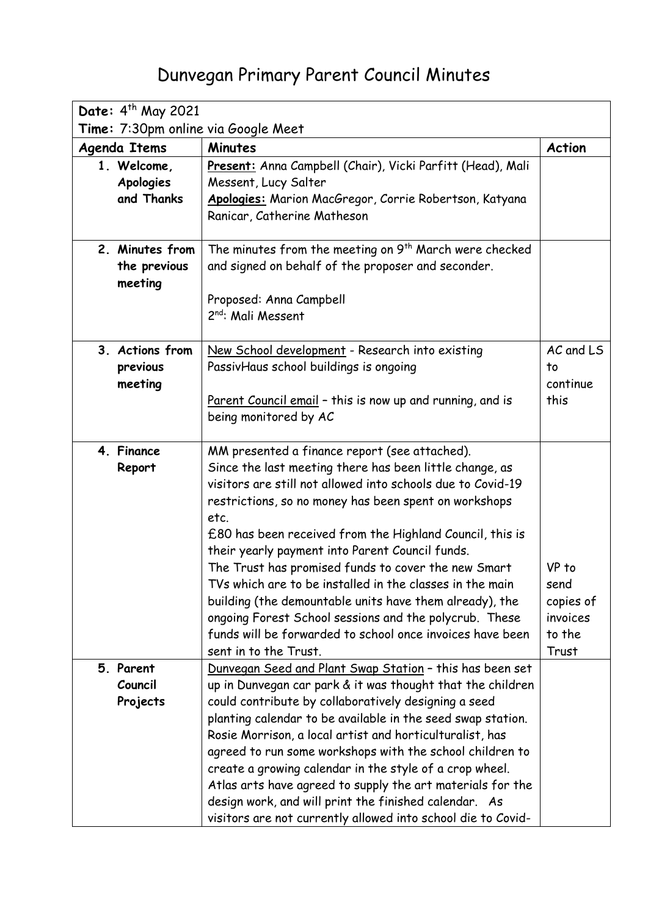# Dunvegan Primary Parent Council Minutes

| **Date:** 4th May 2021 | | |
|---|---|---|
| **Time:** 7:30pm online via Google Meet | | |
| **Agenda Items** | **Minutes** | **Action** |
| 1. **Welcome, Apologies and Thanks** | **Present:** Anna Campbell (Chair), Vicki Parfitt (Head), Mali Messent, Lucy Salter<br>**Apologies:** Marion MacGregor, Corrie Robertson, Katyana Ranicar, Catherine Matheson | |
| 2. **Minutes from the previous meeting** | The minutes from the meeting on 9th March were checked and signed on behalf of the proposer and seconder.<br><br>Proposed: Anna Campbell<br>2nd: Mali Messent | |
| 3. **Actions from previous meeting** | New School development - Research into existing PassivHaus school buildings is ongoing<br><br>Parent Council email – this is now up and running, and is being monitored by AC | AC and LS to continue this |
| 4. **Finance Report** | MM presented a finance report (see attached).<br>Since the last meeting there has been little change, as visitors are still not allowed into schools due to Covid-19 restrictions, so no money has been spent on workshops etc.<br>£80 has been received from the Highland Council, this is their yearly payment into Parent Council funds.<br>The Trust has promised funds to cover the new Smart TVs which are to be installed in the classes in the main building (the demountable units have them already), the ongoing Forest School sessions and the polycrub. These funds will be forwarded to school once invoices have been sent in to the Trust. | VP to send copies of invoices to the Trust |
| 5. **Parent Council Projects** | Dunvegan Seed and Plant Swap Station – this has been set up in Dunvegan car park & it was thought that the children could contribute by collaboratively designing a seed planting calendar to be available in the seed swap station. Rosie Morrison, a local artist and horticulturalist, has agreed to run some workshops with the school children to create a growing calendar in the style of a crop wheel. Atlas arts have agreed to supply the art materials for the design work, and will print the finished calendar. As visitors are not currently allowed into school die to Covid- | |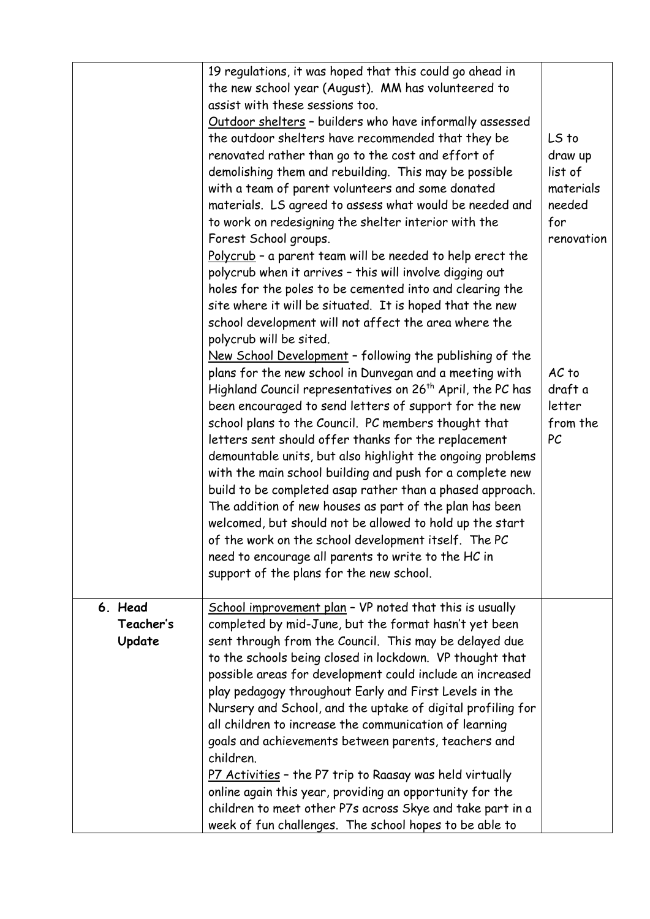| | | |
|---|---|---|
| | 19 regulations, it was hoped that this could go ahead in the new school year (August). MM has volunteered to assist with these sessions too.<br>Outdoor shelters – builders who have informally assessed the outdoor shelters have recommended that they be renovated rather than go to the cost and effort of demolishing them and rebuilding. This may be possible with a team of parent volunteers and some donated materials. LS agreed to assess what would be needed and to work on redesigning the shelter interior with the Forest School groups.<br>Polycrub – a parent team will be needed to help erect the polycrub when it arrives – this will involve digging out holes for the poles to be cemented into and clearing the site where it will be situated. It is hoped that the new school development will not affect the area where the polycrub will be sited.<br>New School Development – following the publishing of the plans for the new school in Dunvegan and a meeting with Highland Council representatives on 26th April, the PC has been encouraged to send letters of support for the new school plans to the Council. PC members thought that letters sent should offer thanks for the replacement demountable units, but also highlight the ongoing problems with the main school building and push for a complete new build to be completed asap rather than a phased approach. The addition of new houses as part of the plan has been welcomed, but should not be allowed to hold up the start of the work on the school development itself. The PC need to encourage all parents to write to the HC in support of the plans for the new school. | LS to draw up list of materials needed for renovation<br><br>AC to draft a letter from the PC |
| **6. Head Teacher's Update** | School improvement plan – VP noted that this is usually completed by mid-June, but the format hasn't yet been sent through from the Council. This may be delayed due to the schools being closed in lockdown. VP thought that possible areas for development could include an increased play pedagogy throughout Early and First Levels in the Nursery and School, and the uptake of digital profiling for all children to increase the communication of learning goals and achievements between parents, teachers and children.<br>P7 Activities – the P7 trip to Raasay was held virtually online again this year, providing an opportunity for the children to meet other P7s across Skye and take part in a week of fun challenges. The school hopes to be able to | |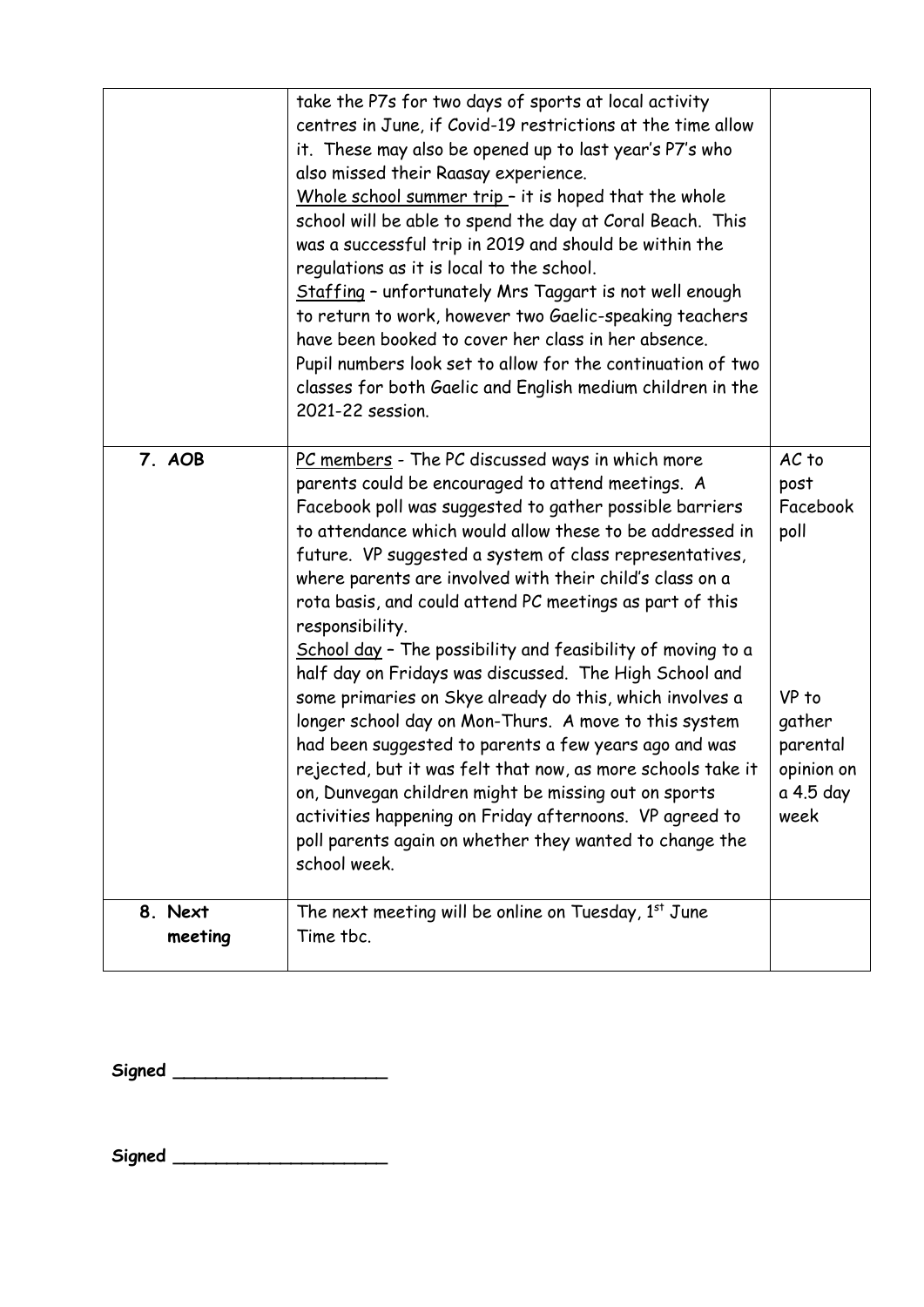| | | |
|---|---|---|
| | take the P7s for two days of sports at local activity centres in June, if Covid-19 restrictions at the time allow it. These may also be opened up to last year's P7's who also missed their Raasay experience.<br>Whole school summer trip – it is hoped that the whole school will be able to spend the day at Coral Beach. This was a successful trip in 2019 and should be within the regulations as it is local to the school.<br>Staffing – unfortunately Mrs Taggart is not well enough to return to work, however two Gaelic-speaking teachers have been booked to cover her class in her absence.<br>Pupil numbers look set to allow for the continuation of two classes for both Gaelic and English medium children in the 2021-22 session. | |
| **7. AOB** | PC members - The PC discussed ways in which more parents could be encouraged to attend meetings. A Facebook poll was suggested to gather possible barriers to attendance which would allow these to be addressed in future. VP suggested a system of class representatives, where parents are involved with their child's class on a rota basis, and could attend PC meetings as part of this responsibility.<br>School day – The possibility and feasibility of moving to a half day on Fridays was discussed. The High School and some primaries on Skye already do this, which involves a longer school day on Mon-Thurs. A move to this system had been suggested to parents a few years ago and was rejected, but it was felt that now, as more schools take it on, Dunvegan children might be missing out on sports activities happening on Friday afternoons. VP agreed to poll parents again on whether they wanted to change the school week. | AC to post Facebook poll<br><br>VP to gather parental opinion on a 4.5 day week |
| **8. Next meeting** | The next meeting will be online on Tuesday, 1st June<br>Time tbc. | |

**Signed** ____________________

**Signed** ____________________